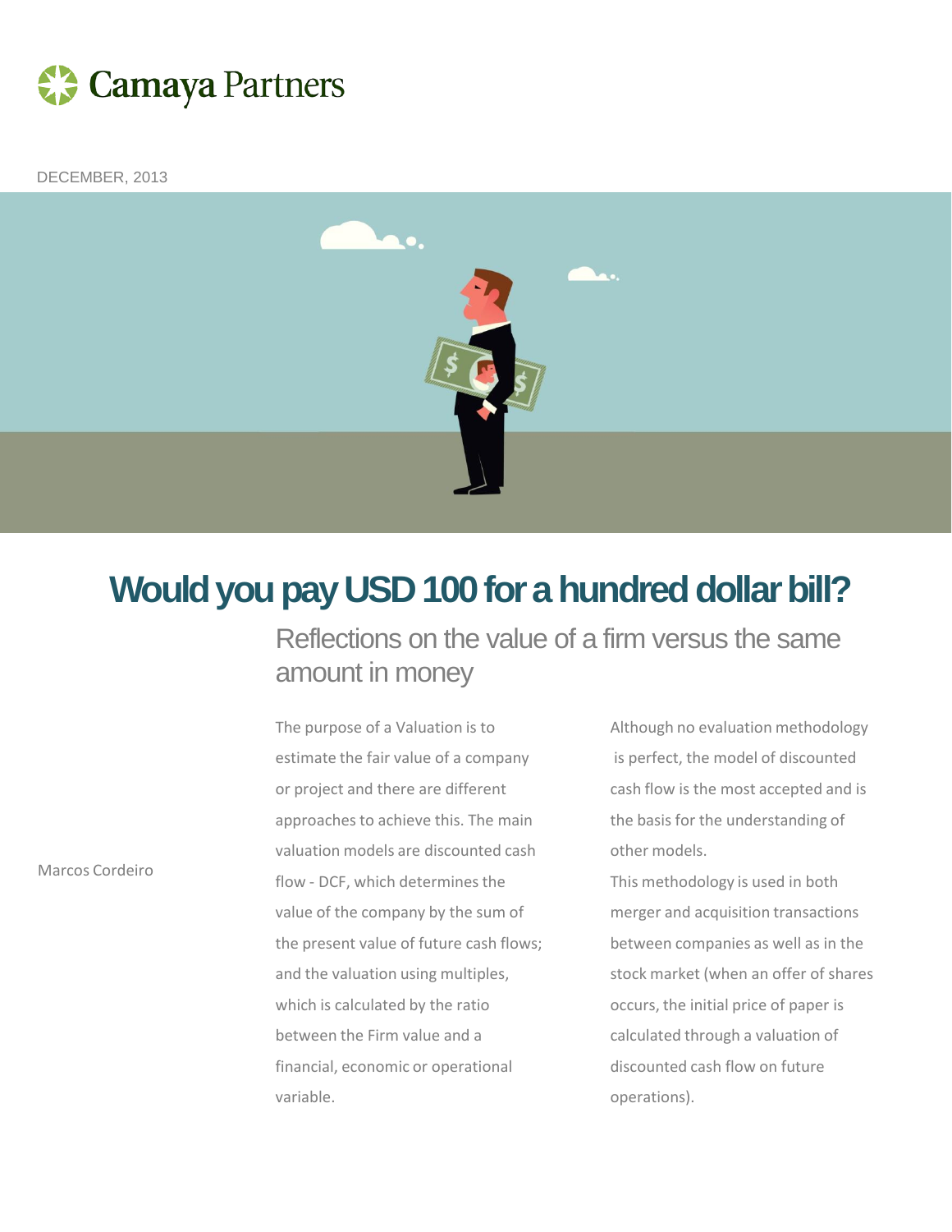Camaya Partners

DECEMBER, 2013

# Would you pay USD 100 for a hundred dollar bill?

## Reflections on the value of a firm versus the same amount in money

Marcos Cordeiro

The purpose of a Valuation is to estimate the fair value of a company or project and there are different approaches to achieve this. The main valuation models are discounted cash flow - DCF, which determines the value of the company by the sum of the present value of future cash flows; and the valuation using multiples, which is calculated by the ratio between the Firm value and a financial, economic or operational variable.

Although no evaluation methodology is perfect, the model of discounted cash flow is the most accepted and is the basis for the understanding of other models.

This methodology is used in both merger and acquisition transactions between companies as well as in the stock market (when an offer of shares occurs, the initial price of paper is calculated through a valuation of discounted cash flow on future operations).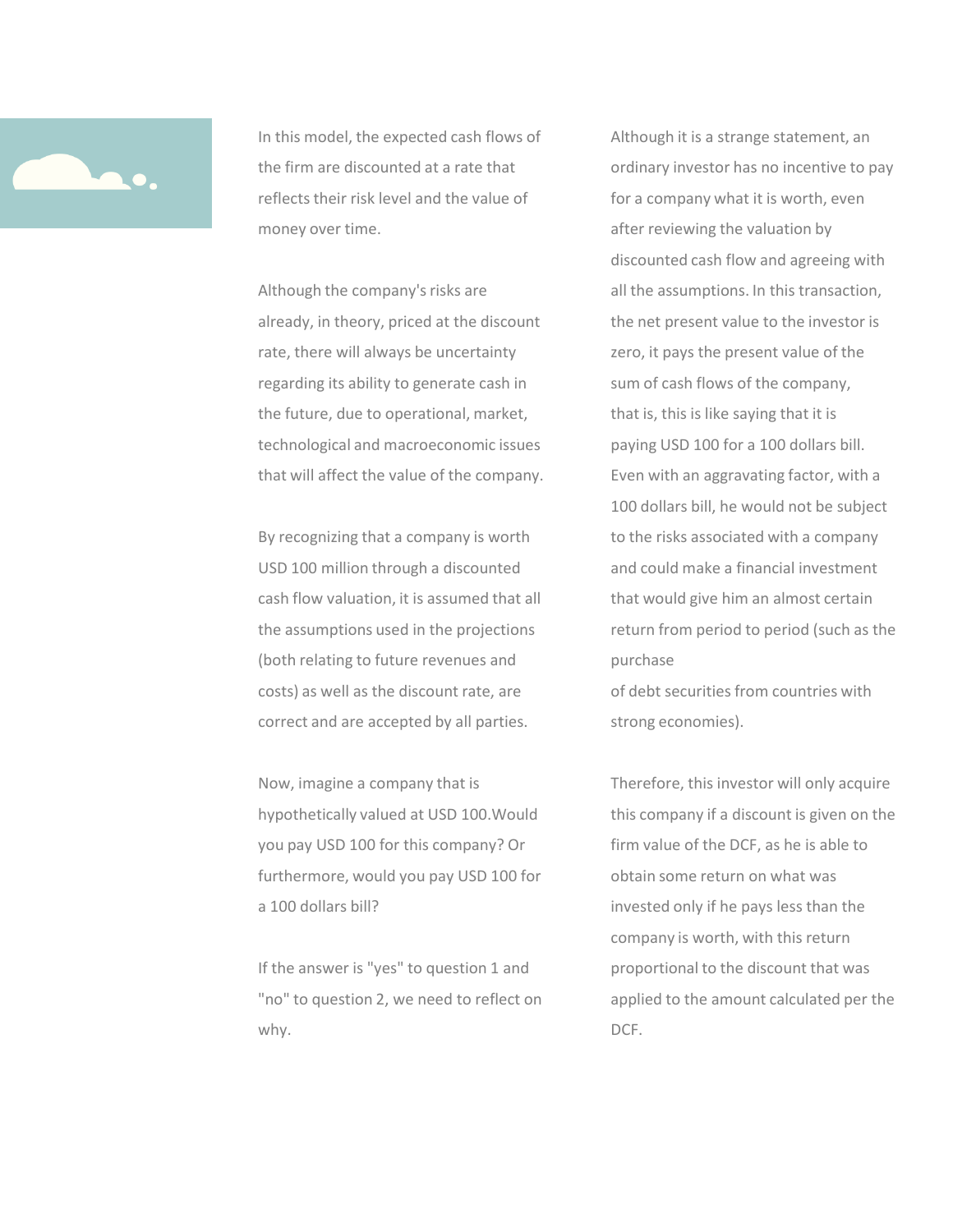In this model, the expected cash flows of the firm are discounted at a rate that reflects their risk level and the value of money over time.

Although the company's risks are already, in theory, priced at the discount rate, there will always be uncertainty regarding its ability to generate cash in the future, due to operational, market, technological and macroeconomic issues that will affect the value of the company.

By recognizing that a company is worth USD 100 million through a discounted cash flow valuation, it is assumed that all the assumptions used in the projections (both relating to future revenues and costs) as well as the discount rate, are correct and are accepted by all parties.

Now, imagine a company that is hypothetically valued at USD 100.Would you pay USD 100 for this company? Or furthermore, would you pay USD 100 for a 100 dollars bill?

If the answer is "yes" to question 1 and "no" to question 2, we need to reflect on why.

Although it is a strange statement, an ordinary investor has no incentive to pay for a company what it is worth, even after reviewing the valuation by discounted cash flow and agreeing with all the assumptions. In this transaction, the net present value to the investor is zero, it pays the present value of the sum of cash flows of the company, that is, this is like saying that it is paying USD 100 for a 100 dollars bill. Even with an aggravating factor, with a 100 dollars bill, he would not be subject to the risks associated with a company and could make a financial investment that would give him an almost certain return from period to period (such as the purchase of debt securities from countries with strong economies).

Therefore, this investor will only acquire this company if a discount is given on the firm value of the DCF, as he is able to obtain some return on what was invested only if he pays less than the company is worth, with this return proportional to the discount that was applied to the amount calculated per the DCF.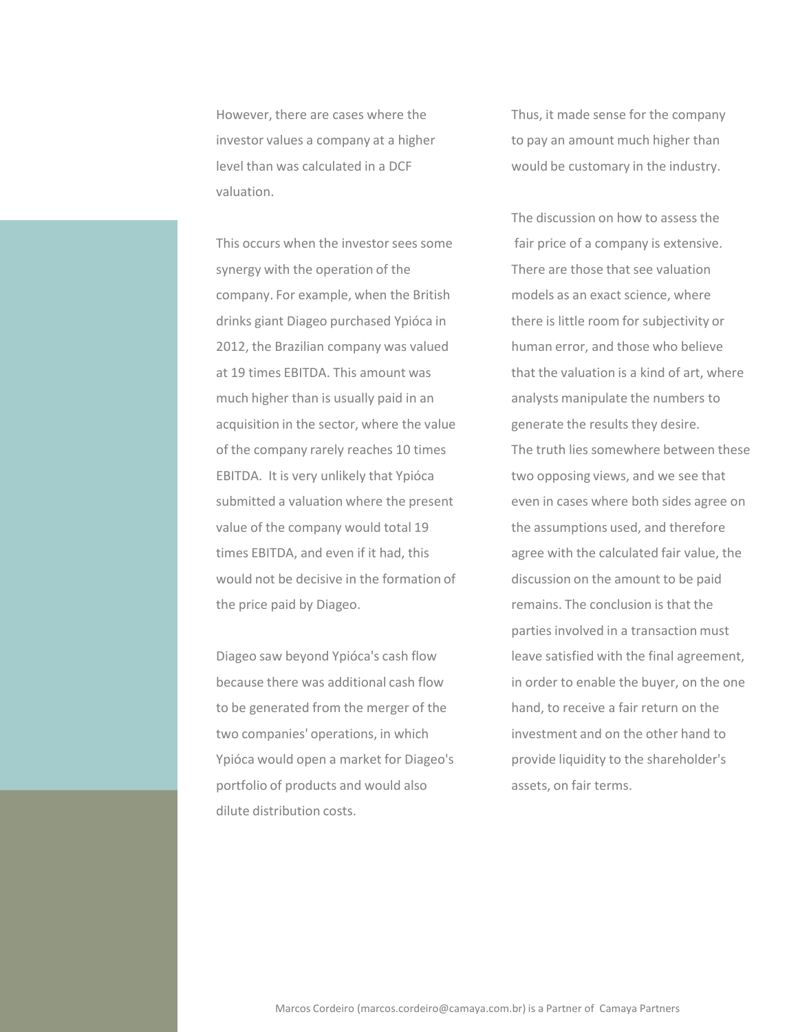However, there are cases where the investor values a company at a higher level than was calculated in a DCF valuation.

This occurs when the investor sees some synergy with the operation of the company. For example, when the British drinks giant Diageo purchased Ypióca in 2012, the Brazilian company was valued at 19 times EBITDA. This amount was much higher than is usually paid in an acquisition in the sector, where the value of the company rarely reaches 10 times EBITDA. It is very unlikely that Ypióca submitted a valuation where the present value of the company would total 19 times EBITDA, and even if it had, this would not be decisive in the formation of the price paid by Diageo.

Diageo saw beyond Ypióca's cash flow because there was additional cash flow to be generated from the merger of the two companies' operations, in which Ypióca would open a market for Diageo's portfolio of products and would also dilute distribution costs.

Thus, it made sense for the company to pay an amount much higher than would be customary in the industry.

The discussion on how to assess the fair price of a company is extensive. There are those that see valuation models as an exact science, where there is little room for subjectivity or human error, and those who believe that the valuation is a kind of art, where analysts manipulate the numbers to generate the results they desire. The truth lies somewhere between these two opposing views, and we see that even in cases where both sides agree on the assumptions used, and therefore agree with the calculated fair value, the discussion on the amount to be paid remains. The conclusion is that the parties involved in a transaction must leave satisfied with the final agreement, in order to enable the buyer, on the one hand, to receive a fair return on the investment and on the other hand to provide liquidity to the shareholder's assets, on fair terms.

Marcos Cordeiro (marcos.cordeiro@camaya.com.br) is a Partner of Camaya Partners